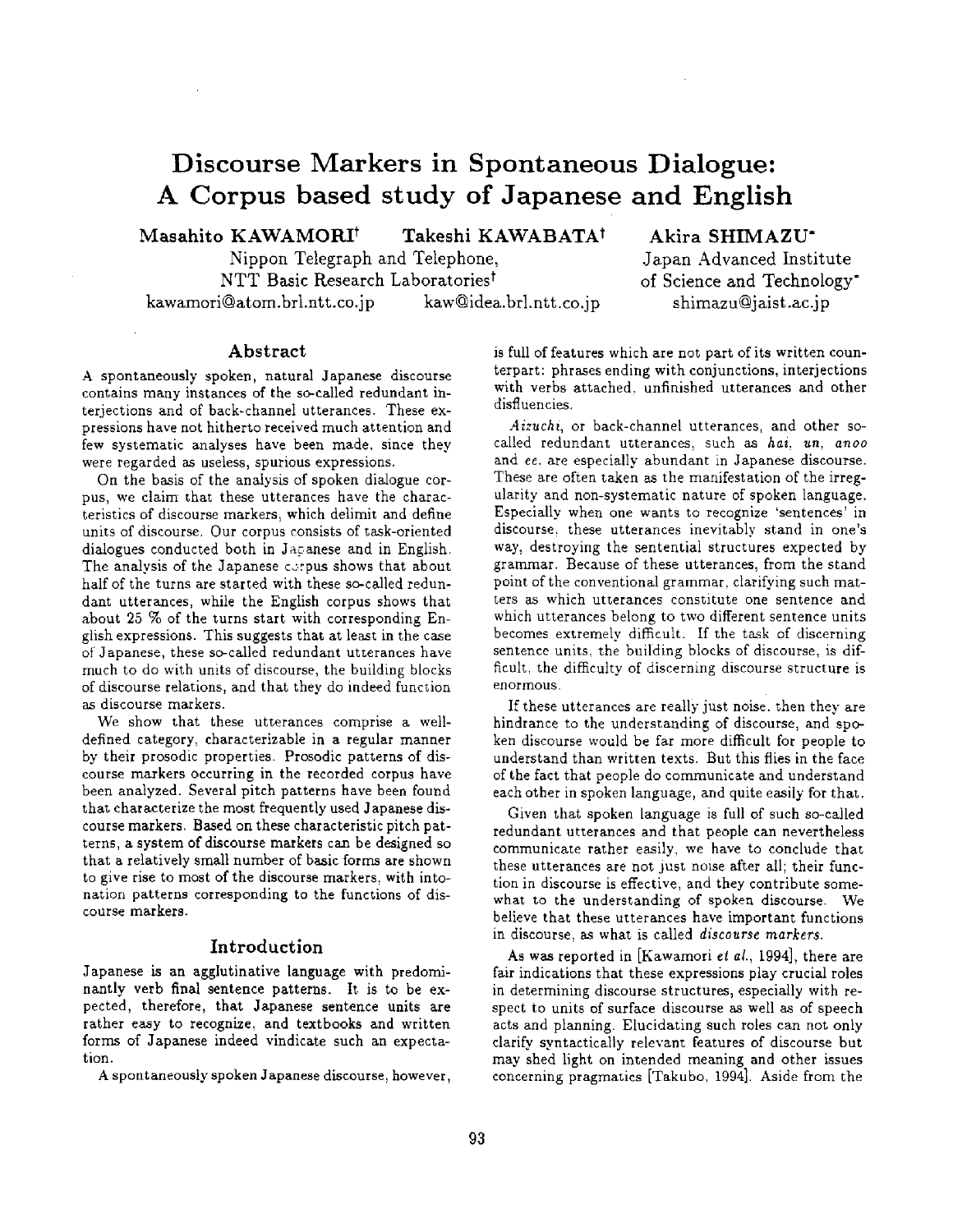# Discourse Markers in Spontaneous Dialogue: A Corpus based study of Japanese and English

**Masahito KAWAMORI**[†] **Takeshi KAWABATA**[†] **Akira SHIMAZU**[*]

Nippon Telegraph and Telephone, NTT Basic Research Laboratories[†]
kawamori@atom.brl.ntt.co.jp kaw@idea.brl.ntt.co.jp

Japan Advanced Institute of Science and Technology[*]
shimazu@jaist.ac.jp

## Abstract

A spontaneously spoken, natural Japanese discourse contains many instances of the so-called redundant interjections and of back-channel utterances. These expressions have not hitherto received much attention and few systematic analyses have been made, since they were regarded as useless, spurious expressions.

On the basis of the analysis of spoken dialogue corpus, we claim that these utterances have the characteristics of discourse markers, which delimit and define units of discourse. Our corpus consists of task-oriented dialogues conducted both in Japanese and in English. The analysis of the Japanese corpus shows that about half of the turns are started with these so-called redundant utterances, while the English corpus shows that about 25 % of the turns start with corresponding English expressions. This suggests that at least in the case of Japanese, these so-called redundant utterances have much to do with units of discourse, the building blocks of discourse relations, and that they do indeed function as discourse markers.

We show that these utterances comprise a well-defined category, characterizable in a regular manner by their prosodic properties. Prosodic patterns of discourse markers occurring in the recorded corpus have been analyzed. Several pitch patterns have been found that characterize the most frequently used Japanese discourse markers. Based on these characteristic pitch patterns, a system of discourse markers can be designed so that a relatively small number of basic forms are shown to give rise to most of the discourse markers, with intonation patterns corresponding to the functions of discourse markers.

## Introduction

Japanese is an agglutinative language with predominantly verb final sentence patterns. It is to be expected, therefore, that Japanese sentence units are rather easy to recognize, and textbooks and written forms of Japanese indeed vindicate such an expectation.

A spontaneously spoken Japanese discourse, however, is full of features which are not part of its written counterpart: phrases ending with conjunctions, interjections with verbs attached, unfinished utterances and other disfluencies.

*Aizuchi*, or back-channel utterances, and other so-called redundant utterances, such as *hai*, *un*, *anoo* and *ee*, are especially abundant in Japanese discourse. These are often taken as the manifestation of the irregularity and non-systematic nature of spoken language. Especially when one wants to recognize 'sentences' in discourse, these utterances inevitably stand in one's way, destroying the sentential structures expected by grammar. Because of these utterances, from the stand point of the conventional grammar, clarifying such matters as which utterances constitute one sentence and which utterances belong to two different sentence units becomes extremely difficult. If the task of discerning sentence units, the building blocks of discourse, is difficult, the difficulty of discerning discourse structure is enormous.

If these utterances are really just noise, then they are hindrance to the understanding of discourse, and spoken discourse would be far more difficult for people to understand than written texts. But this flies in the face of the fact that people do communicate and understand each other in spoken language, and quite easily for that.

Given that spoken language is full of such so-called redundant utterances and that people can nevertheless communicate rather easily, we have to conclude that these utterances are not just noise after all; their function in discourse is effective, and they contribute somewhat to the understanding of spoken discourse. We believe that these utterances have important functions in discourse, as what is called *discourse markers*.

As was reported in [Kawamori *et al.*, 1994], there are fair indications that these expressions play crucial roles in determining discourse structures, especially with respect to units of surface discourse as well as of speech acts and planning. Elucidating such roles can not only clarify syntactically relevant features of discourse but may shed light on intended meaning and other issues concerning pragmatics [Takubo, 1994]. Aside from the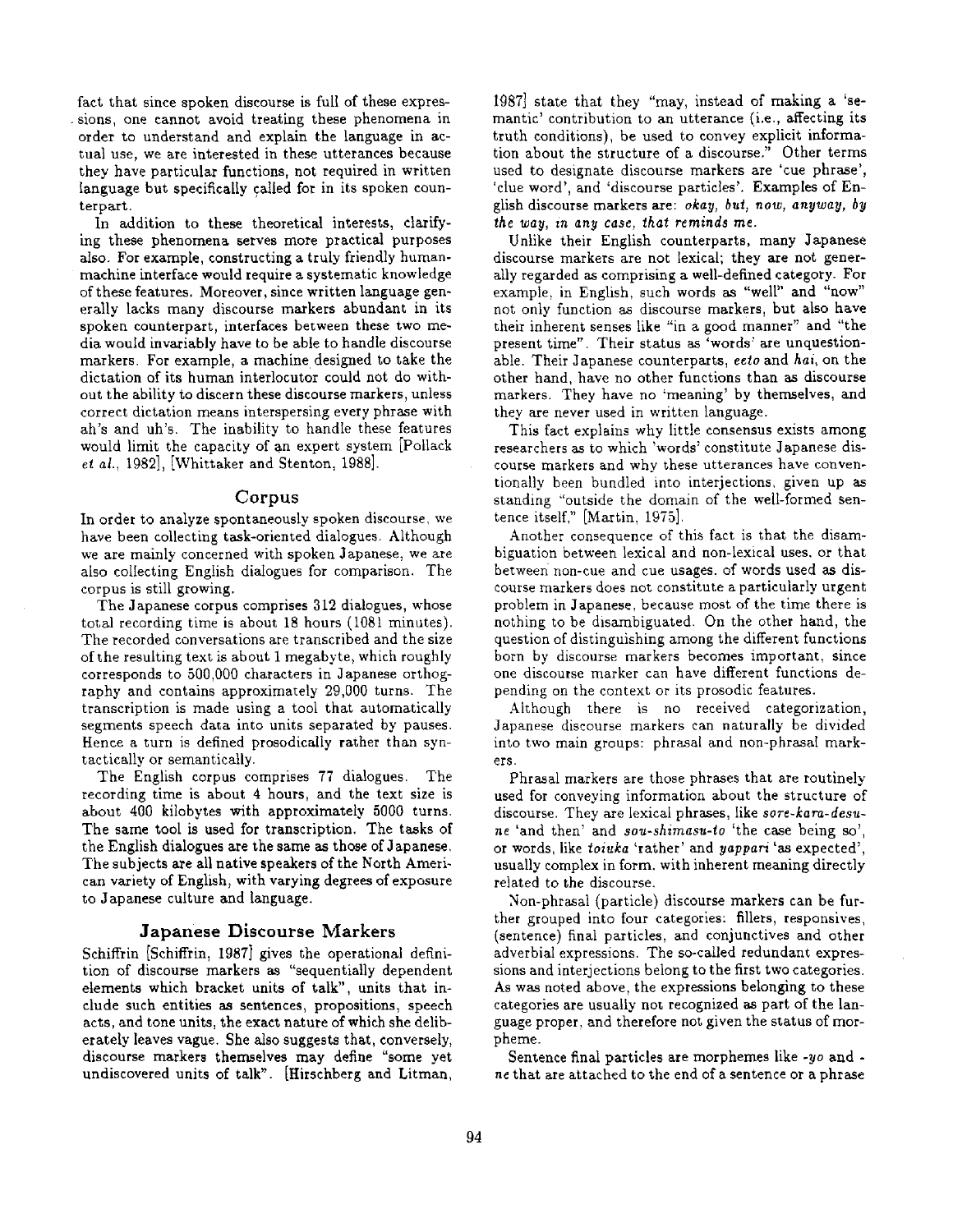fact that since spoken discourse is full of these expressions, one cannot avoid treating these phenomena in order to understand and explain the language in actual use, we are interested in these utterances because they have particular functions, not required in written language but specifically called for in its spoken counterpart.

In addition to these theoretical interests, clarifying these phenomena serves more practical purposes also. For example, constructing a truly friendly human-machine interface would require a systematic knowledge of these features. Moreover, since written language generally lacks many discourse markers abundant in its spoken counterpart, interfaces between these two media would invariably have to be able to handle discourse markers. For example, a machine designed to take the dictation of its human interlocutor could not do without the ability to discern these discourse markers, unless correct dictation means interspersing every phrase with ah's and uh's. The inability to handle these features would limit the capacity of an expert system [Pollack *et al.*, 1982], [Whittaker and Stenton, 1988].

## Corpus

In order to analyze spontaneously spoken discourse, we have been collecting task-oriented dialogues. Although we are mainly concerned with spoken Japanese, we are also collecting English dialogues for comparison. The corpus is still growing.

The Japanese corpus comprises 312 dialogues, whose total recording time is about 18 hours (1081 minutes). The recorded conversations are transcribed and the size of the resulting text is about 1 megabyte, which roughly corresponds to 500,000 characters in Japanese orthography and contains approximately 29,000 turns. The transcription is made using a tool that automatically segments speech data into units separated by pauses. Hence a turn is defined prosodically rather than syntactically or semantically.

The English corpus comprises 77 dialogues. The recording time is about 4 hours, and the text size is about 400 kilobytes with approximately 5000 turns. The same tool is used for transcription. The tasks of the English dialogues are the same as those of Japanese. The subjects are all native speakers of the North American variety of English, with varying degrees of exposure to Japanese culture and language.

## Japanese Discourse Markers

Schiffrin [Schiffrin, 1987] gives the operational definition of discourse markers as "sequentially dependent elements which bracket units of talk", units that include such entities as sentences, propositions, speech acts, and tone units, the exact nature of which she deliberately leaves vague. She also suggests that, conversely, discourse markers themselves may define "some yet undiscovered units of talk". [Hirschberg and Litman, 1987] state that they "may, instead of making a 'semantic' contribution to an utterance (i.e., affecting its truth conditions), be used to convey explicit information about the structure of a discourse." Other terms used to designate discourse markers are 'cue phrase', 'clue word', and 'discourse particles'. Examples of English discourse markers are: *okay, but, now, anyway, by the way, in any case, that reminds me.*

Unlike their English counterparts, many Japanese discourse markers are not lexical; they are not generally regarded as comprising a well-defined category. For example, in English, such words as "well" and "now" not only function as discourse markers, but also have their inherent senses like "in a good manner" and "the present time". Their status as 'words' are unquestionable. Their Japanese counterparts, *eeto* and *hai*, on the other hand, have no other functions than as discourse markers. They have no 'meaning' by themselves, and they are never used in written language.

This fact explains why little consensus exists among researchers as to which 'words' constitute Japanese discourse markers and why these utterances have conventionally been bundled into interjections, given up as standing "outside the domain of the well-formed sentence itself," [Martin, 1975].

Another consequence of this fact is that the disambiguation between lexical and non-lexical uses, or that between non-cue and cue usages, of words used as discourse markers does not constitute a particularly urgent problem in Japanese, because most of the time there is nothing to be disambiguated. On the other hand, the question of distinguishing among the different functions born by discourse markers becomes important, since one discourse marker can have different functions depending on the context or its prosodic features.

Although there is no received categorization, Japanese discourse markers can naturally be divided into two main groups: phrasal and non-phrasal markers.

Phrasal markers are those phrases that are routinely used for conveying information about the structure of discourse. They are lexical phrases, like *sore-kara-desu-ne* 'and then' and *sou-shimasu-to* 'the case being so', or words, like *toiuka* 'rather' and *yappari* 'as expected', usually complex in form, with inherent meaning directly related to the discourse.

Non-phrasal (particle) discourse markers can be further grouped into four categories: fillers, responsives, (sentence) final particles, and conjunctives and other adverbial expressions. The so-called redundant expressions and interjections belong to the first two categories. As was noted above, the expressions belonging to these categories are usually not recognized as part of the language proper, and therefore not given the status of morpheme.

Sentence final particles are morphemes like *-yo* and *-ne* that are attached to the end of a sentence or a phrase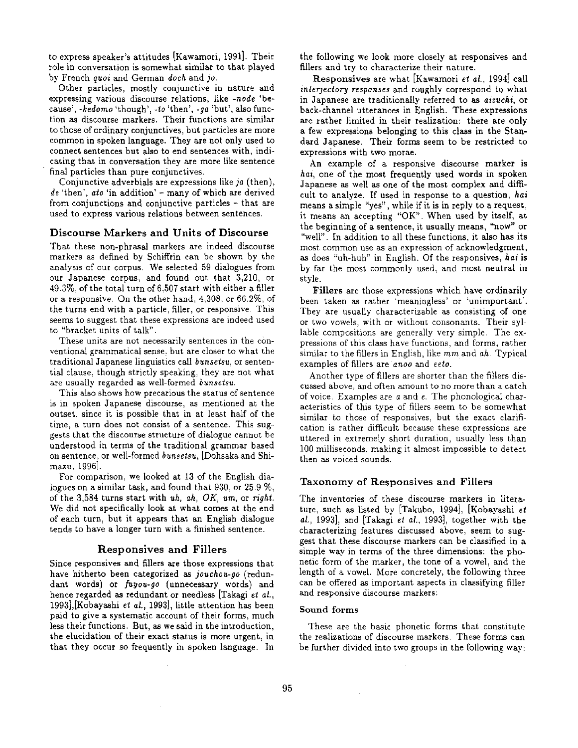to express speaker's attitudes [Kawamori, 1991]. Their role in conversation is somewhat similar to that played by French *quoi* and German *doch* and *jo*.

Other particles, mostly conjunctive in nature and expressing various discourse relations, like *-node* 'because', *-kedomo* 'though', *-to* 'then', *-ga* 'but', also function as discourse markers. Their functions are similar to those of ordinary conjunctives, but particles are more common in spoken language. They are not only used to connect sentences but also to end sentences with, indicating that in conversation they are more like sentence final particles than pure conjunctives.

Conjunctive adverbials are expressions like *ja* (then), *de* 'then', *ato* 'in addition' – many of which are derived from conjunctions and conjunctive particles – that are used to express various relations between sentences.

## Discourse Markers and Units of Discourse

That these non-phrasal markers are indeed discourse markers as defined by Schiffrin can be shown by the analysis of our corpus. We selected 59 dialogues from our Japanese corpus, and found out that 3,210, or 49.3%, of the total turn of 6,507 start with either a filler or a responsive. On the other hand, 4,308, or 66.2%, of the turns end with a particle, filler, or responsive. This seems to suggest that these expressions are indeed used to "bracket units of talk".

These units are not necessarily sentences in the conventional grammatical sense, but are closer to what the traditional Japanese linguistics call *bunsetsu*, or sentential clause, though strictly speaking, they are not what are usually regarded as well-formed *bunsetsu*.

This also shows how precarious the status of sentence is in spoken Japanese discourse, as mentioned at the outset, since it is possible that in at least half of the time, a turn does not consist of a sentence. This suggests that the discourse structure of dialogue cannot be understood in terms of the traditional grammar based on sentence, or well-formed *bunsetsu*, [Dohsaka and Shimazu, 1996].

For comparison, we looked at 13 of the English dialogues on a similar task, and found that 930, or 25.9 %, of the 3,584 turns start with *uh*, *ah*, *OK*, *um*, or *right*. We did not specifically look at what comes at the end of each turn, but it appears that an English dialogue tends to have a longer turn with a finished sentence.

# Responsives and Fillers

Since responsives and fillers are those expressions that have hitherto been categorized as *jouchou-go* (redundant words) or *fuyou-go* (unnecessary words) and hence regarded as redundant or needless [Takagi *et al.*, 1993],[Kobayashi *et al.*, 1993], little attention has been paid to give a systematic account of their forms, much less their functions. But, as we said in the introduction, the elucidation of their exact status is more urgent, in that they occur so frequently in spoken language. In the following we look more closely at responsives and fillers and try to characterize their nature.

**Responsives** are what [Kawamori *et al.*, 1994] call *interjectory responses* and roughly correspond to what in Japanese are traditionally referred to as *aizuchi*, or back-channel utterances in English. These expressions are rather limited in their realization: there are only a few expressions belonging to this class in the Standard Japanese. Their forms seem to be restricted to expressions with two morae.

An example of a responsive discourse marker is *hai*, one of the most frequently used words in spoken Japanese as well as one of the most complex and difficult to analyze. If used in response to a question, *hai* means a simple "yes", while if it is in reply to a request, it means an accepting "OK". When used by itself, at the beginning of a sentence, it usually means, "now" or "well". In addition to all these functions, it also has its most common use as an expression of acknowledgment, as does "uh-huh" in English. Of the responsives, *hai* is by far the most commonly used, and most neutral in style.

**Fillers** are those expressions which have ordinarily been taken as rather 'meaningless' or 'unimportant'. They are usually characterizable as consisting of one or two vowels, with or without consonants. Their syllable compositions are generally very simple. The expressions of this class have functions, and forms, rather similar to the fillers in English, like *mm* and *ah*. Typical examples of fillers are *anoo* and *eeto*.

Another type of fillers are shorter than the fillers discussed above, and often amount to no more than a catch of voice. Examples are *a* and *e*. The phonological characteristics of this type of fillers seem to be somewhat similar to those of responsives, but the exact clarification is rather difficult because these expressions are uttered in extremely short duration, usually less than 100 milliseconds, making it almost impossible to detect then as voiced sounds.

## Taxonomy of Responsives and Fillers

The inventories of these discourse markers in literature, such as listed by [Takubo, 1994], [Kobayashi *et al.*, 1993], and [Takagi *et al.*, 1993], together with the characterizing features discussed above, seem to suggest that these discourse markers can be classified in a simple way in terms of the three dimensions: the phonetic form of the marker, the tone of a vowel, and the length of a vowel. More concretely, the following three can be offered as important aspects in classifying filler and responsive discourse markers:

### Sound forms

These are the basic phonetic forms that constitute the realizations of discourse markers. These forms can be further divided into two groups in the following way: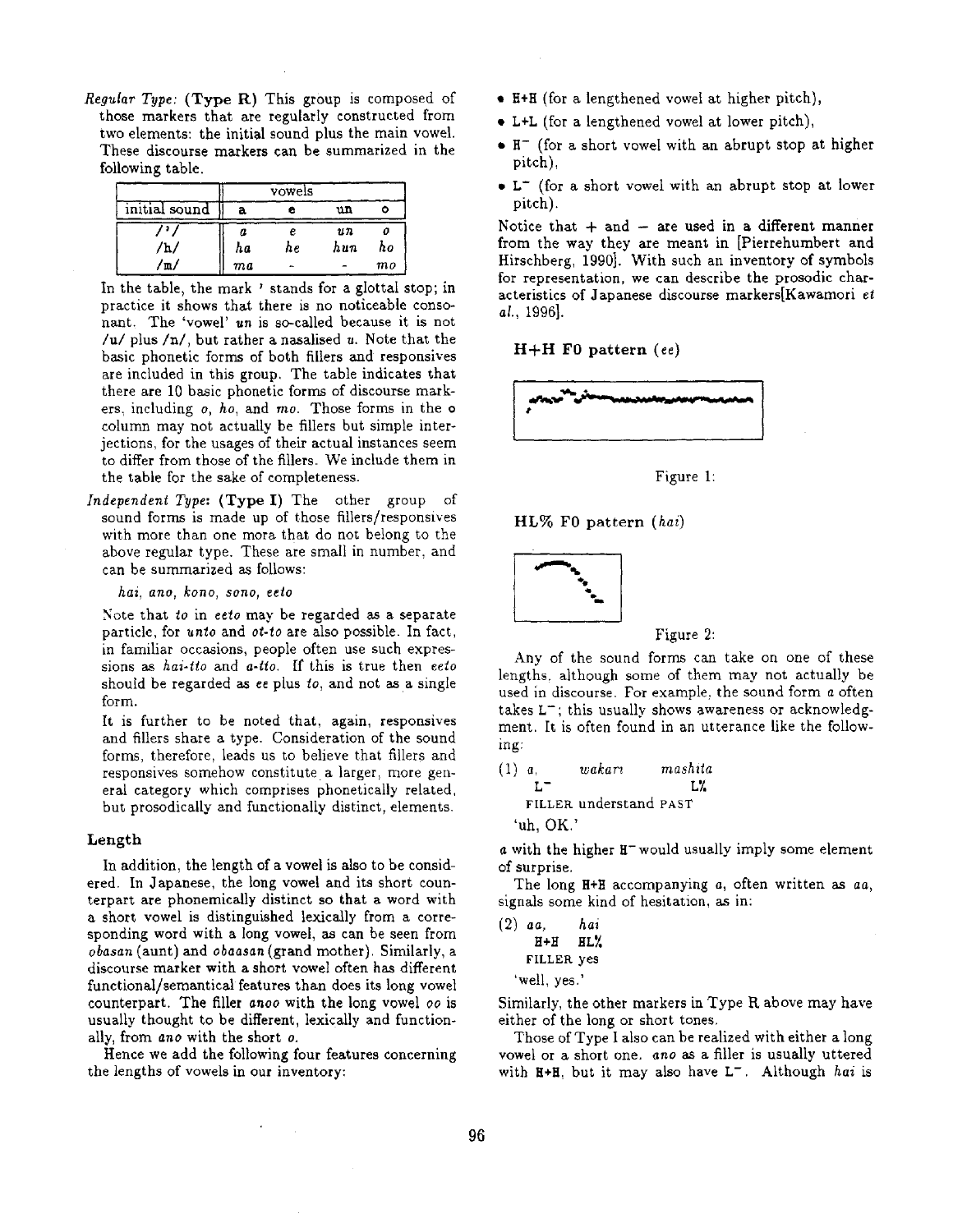*Regular Type:* **(Type R)** This group is composed of those markers that are regularly constructed from two elements: the initial sound plus the main vowel. These discourse markers can be summarized in the following table.

| | vowels | | | |
|---|---|---|---|---|
| initial sound | a | e | un | o |
| /'/ | *a* | *e* | *un* | *o* |
| /h/ | *ha* | *he* | *hun* | *ho* |
| /m/ | *ma* | - | - | *mo* |

In the table, the mark ' stands for a glottal stop; in practice it shows that there is no noticeable consonant. The 'vowel' *un* is so-called because it is not /u/ plus /n/, but rather a nasalised *u*. Note that the basic phonetic forms of both fillers and responsives are included in this group. The table indicates that there are 10 basic phonetic forms of discourse markers, including *o*, *ho*, and *mo*. Those forms in the o column may not actually be fillers but simple interjections, for the usages of their actual instances seem to differ from those of the fillers. We include them in the table for the sake of completeness.

*Independent Type:* **(Type I)** The other group of sound forms is made up of those fillers/responsives with more than one mora that do not belong to the above regular type. These are small in number, and can be summarized as follows:

*hai, ano, kono, sono, eeto*

Note that *to* in *eeto* may be regarded as a separate particle, for *unto* and *ot-to* are also possible. In fact, in familiar occasions, people often use such expressions as *hai-tto* and *a-tto*. If this is true then *eeto* should be regarded as *ee* plus *to*, and not as a single form.

It is further to be noted that, again, responsives and fillers share a type. Consideration of the sound forms, therefore, leads us to believe that fillers and responsives somehow constitute a larger, more general category which comprises phonetically related, but prosodically and functionally distinct, elements.

### Length

In addition, the length of a vowel is also to be considered. In Japanese, the long vowel and its short counterpart are phonemically distinct so that a word with a short vowel is distinguished lexically from a corresponding word with a long vowel, as can be seen from *obasan* (aunt) and *obaasan* (grand mother). Similarly, a discourse marker with a short vowel often has different functional/semantical features than does its long vowel counterpart. The filler *anoo* with the long vowel *oo* is usually thought to be different, lexically and functionally, from *ano* with the short *o*.

Hence we add the following four features concerning the lengths of vowels in our inventory:

- H+H (for a lengthened vowel at higher pitch),
- L+L (for a lengthened vowel at lower pitch),
- $H^-$ (for a short vowel with an abrupt stop at higher pitch),
- $L^-$ (for a short vowel with an abrupt stop at lower pitch).

Notice that + and − are used in a different manner from the way they are meant in [Pierrehumbert and Hirschberg, 1990]. With such an inventory of symbols for representation, we can describe the prosodic characteristics of Japanese discourse markers[Kawamori *et al.*, 1996].

**H+H F0 pattern (*ee*)**

Figure 1:

**HL% F0 pattern (*hai*)**

Figure 2:

Any of the sound forms can take on one of these lengths, although some of them may not actually be used in discourse. For example, the sound form *a* often takes $L^-$; this usually shows awareness or acknowledgment. It is often found in an utterance like the following:

(1) *a,* *wakari* *mashita*
  $L^-$ L%
  FILLER understand PAST
  'uh, OK.'

*a* with the higher $H^-$ would usually imply some element of surprise.

The long H+H accompanying *a*, often written as *aa*, signals some kind of hesitation, as in:

(2) *aa,* *hai*
  H+H HL%
  FILLER yes
  'well, yes.'

Similarly, the other markers in Type R above may have either of the long or short tones.

Those of Type I also can be realized with either a long vowel or a short one. *ano* as a filler is usually uttered with H+H, but it may also have $L^-$. Although *hai* is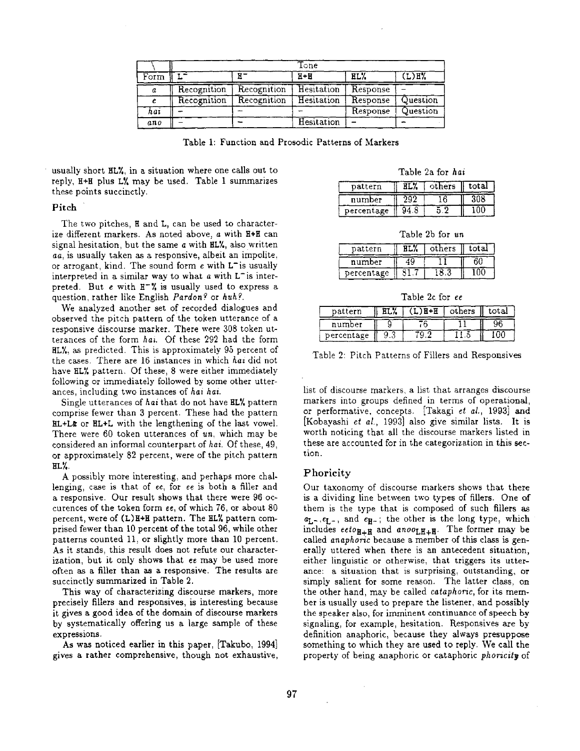| \ Form | Tone | | | | |
|---|---|---|---|---|---|
| | L⁻ | H⁻ | H+H | HL% | (L)H% |
| *a* | Recognition | Recognition | Hesitation | Response | – |
| *e* | Recognition | Recognition | Hesitation | Response | Question |
| *hai* | – | – | – | Response | Question |
| *ano* | – | – | Hesitation | – | – |

Table 1: Function and Prosodic Patterns of Markers

usually short HL%, in a situation where one calls out to reply, H+H plus L% may be used. Table 1 summarizes these points succinctly.

### Pitch

The two pitches, H and L, can be used to characterize different markers. As noted above, *a* with H+H can signal hesitation, but the same *a* with HL%, also written *aa*, is usually taken as a responsive, albeit an impolite, or arrogant, kind. The sound form *e* with L⁻ is usually interpreted in a similar way to what *a* with L⁻ is interpreted. But *e* with H⁻% is usually used to express a question, rather like English *Pardon?* or *huh?*.

We analyzed another set of recorded dialogues and observed the pitch pattern of the token utterance of a responsive discourse marker. There were 308 token utterances of the form *hai*. Of these 292 had the form HL%, as predicted. This is approximately 95 percent of the cases. There are 16 instances in which *hai* did not have HL% pattern. Of these, 8 were either immediately following or immediately followed by some other utterances, including two instances of *hai hai*.

Single utterances of *hai* that do not have HL% pattern comprise fewer than 3 percent. These had the pattern HL+L& or HL+L with the lengthening of the last vowel. There were 60 token utterances of *un*, which may be considered an informal counterpart of *hai*. Of these, 49, or approximately 82 percent, were of the pitch pattern HL%.

A possibly more interesting, and perhaps more challenging, case is that of *ee*, for *ee* is both a filler and a responsive. Our result shows that there were 96 occurences of the token form *ee*, of which 76, or about 80 percent, were of (L)H+H pattern. The HL% pattern comprised fewer than 10 percent of the total 96, while other patterns counted 11, or slightly more than 10 percent. As it stands, this result does not refute our characterization, but it only shows that *ee* may be used more often as a filler than as a responsive. The results are succinctly summarized in Table 2.

This way of characterizing discourse markers, more precisely fillers and responsives, is interesting because it gives a good idea of the domain of discourse markers by systematically offering us a large sample of these expressions.

As was noticed earlier in this paper, [Takubo, 1994] gives a rather comprehensive, though not exhaustive,

Table 2a for *hai*

| pattern | HL% | others | total |
|---|---|---|---|
| number | 292 | 16 | 308 |
| percentage | 94.8 | 5.2 | 100 |

Table 2b for *un*

| pattern | HL% | others | total |
|---|---|---|---|
| number | 49 | 11 | 60 |
| percentage | 81.7 | 18.3 | 100 |

Table 2c for *ee*

| pattern | HL% | (L)H+H | others | total |
|---|---|---|---|---|
| number | 9 | 76 | 11 | 96 |
| percentage | 9.3 | 79.2 | 11.5 | 100 |

Table 2: Pitch Patterns of Fillers and Responsives

list of discourse markers, a list that arranges discourse markers into groups defined in terms of operational, or performative, concepts. [Takagi *et al.*, 1993] and [Kobayashi *et al.*, 1993] also give similar lists. It is worth noticing that all the discourse markers listed in these are accounted for in the categorization in this section.

### Phoricity

Our taxonomy of discourse markers shows that there is a dividing line between two types of fillers. One of them is the type that is composed of such fillers as $a_{L^-}$, $e_{L^-}$, and $e_{H^-}$; the other is the long type, which includes $eeto_{H+H}$ and $anoo_{LH+H}$. The former may be called *anaphoric* because a member of this class is generally uttered when there is an antecedent situation, either linguistic or otherwise, that triggers its utterance: a situation that is surprising, outstanding, or simply salient for some reason. The latter class, on the other hand, may be called *cataphoric*, for its member is usually used to prepare the listener, and possibly the speaker also, for imminent continuance of speech by signaling, for example, hesitation. Responsives are by definition anaphoric, because they always presuppose something to which they are used to reply. We call the property of being anaphoric or cataphoric *phoricity* of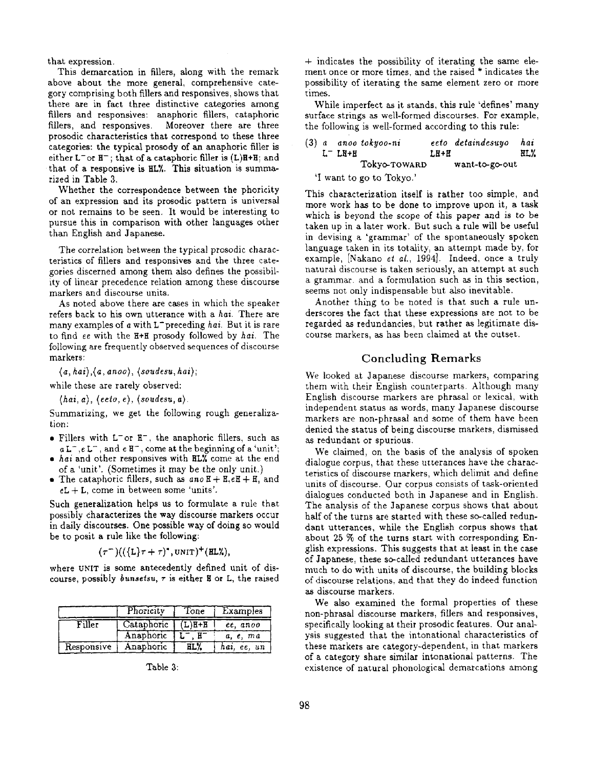that expression.

This demarcation in fillers, along with the remark above about the more general, comprehensive category comprising both fillers and responsives, shows that there are in fact three distinctive categories among fillers and responsives: anaphoric fillers, cataphoric fillers, and responsives. Moreover there are three prosodic characteristics that correspond to these three categories: the typical prosody of an anaphoric filler is either $L^-$ or $H^-$; that of a cataphoric filler is (L)H+H; and that of a responsive is HL%. This situation is summarized in Table 3.

Whether the correspondence between the phoricity of an expression and its prosodic pattern is universal or not remains to be seen. It would be interesting to pursue this in comparison with other languages other than English and Japanese.

The correlation between the typical prosodic characteristics of fillers and responsives and the three categories discerned among them also defines the possibility of linear precedence relation among these discourse markers and discourse units.

As noted above there are cases in which the speaker refers back to his own utterance with a *hai*. There are many examples of *a* with $L^-$ preceding *hai*. But it is rare to find *ee* with the H+H prosody followed by *hai*. The following are frequently observed sequences of discourse markers:

⟨*a*, *hai*⟩, ⟨*a*, *anoo*⟩, ⟨*soudesu*, *hai*⟩;

while these are rarely observed:

⟨*hai*, *a*⟩, ⟨*eeto*, *e*⟩, ⟨*soudesu*, *a*⟩.

Summarizing, we get the following rough generalization:

- Fillers with $L^-$ or $H^-$, the anaphoric fillers, such as *a* $L^-$, *e* $L^-$, and *e* $H^-$, come at the beginning of a 'unit';
- *hai* and other responsives with HL% come at the end of a 'unit'. (Sometimes it may be the only unit.)
- The cataphoric fillers, such as *ano* H + H, *e*H + H, and *e*L + L, come in between some 'units'.

Such generalization helps us to formulate a rule that possibly characterizes the way discourse markers occur in daily discourses. One possible way of doing so would be to posit a rule like the following:

$$(\tau^-)((\{L\}\tau + \tau)^*, \text{UNIT})^+(\text{HL\%}),$$

where UNIT is some antecedently defined unit of discourse, possibly *bunsetsu*, $\tau$ is either H or L, the raised + indicates the possibility of iterating the same element once or more times, and the raised * indicates the possibility of iterating the same element zero or more times.

| | Phoricity | Tone | Examples |
|---|---|---|---|
| Filler | Cataphoric | (L)H+H | *ee, anoo* |
| | Anaphoric | $L^-$, $H^-$ | *a, e, ma* |
| Responsive | Anaphoric | HL% | *hai, ee, un* |

Table 3:

While imperfect as it stands, this rule 'defines' many surface strings as well-formed discourses. For example, the following is well-formed according to this rule:

(3) *a* $L^-$ *anoo* LH+H *tokyoo-ni* Tokyo-TOWARD *eeto* LH+H *detaindesuyo* want-to-go-out *hai* HL%
'I want to go to Tokyo.'

This characterization itself is rather too simple, and more work has to be done to improve upon it, a task which is beyond the scope of this paper and is to be taken up in a later work. But such a rule will be useful in devising a 'grammar' of the spontaneously spoken language taken in its totality, an attempt made by, for example, [Nakano *et al.*, 1994]. Indeed, once a truly natural discourse is taken seriously, an attempt at such a grammar. and a formulation such as in this section, seems not only indispensable but also inevitable.

Another thing to be noted is that such a rule underscores the fact that these expressions are not to be regarded as redundancies, but rather as legitimate discourse markers, as has been claimed at the outset.

## Concluding Remarks

We looked at Japanese discourse markers, comparing them with their English counterparts. Although many English discourse markers are phrasal or lexical, with independent status as words, many Japanese discourse markers are non-phrasal and some of them have been denied the status of being discourse markers, dismissed as redundant or spurious.

We claimed, on the basis of the analysis of spoken dialogue corpus, that these utterances have the characteristics of discourse markers, which delimit and define units of discourse. Our corpus consists of task-oriented dialogues conducted both in Japanese and in English. The analysis of the Japanese corpus shows that about half of the turns are started with these so-called redundant utterances, while the English corpus shows that about 25 % of the turns start with corresponding English expressions. This suggests that at least in the case of Japanese, these so-called redundant utterances have much to do with units of discourse, the building blocks of discourse relations, and that they do indeed function as discourse markers.

We also examined the formal properties of these non-phrasal discourse markers, fillers and responsives, specifically looking at their prosodic features. Our analysis suggested that the intonational characteristics of these markers are category-dependent, in that markers of a category share similar intonational patterns. The existence of natural phonological demarcations among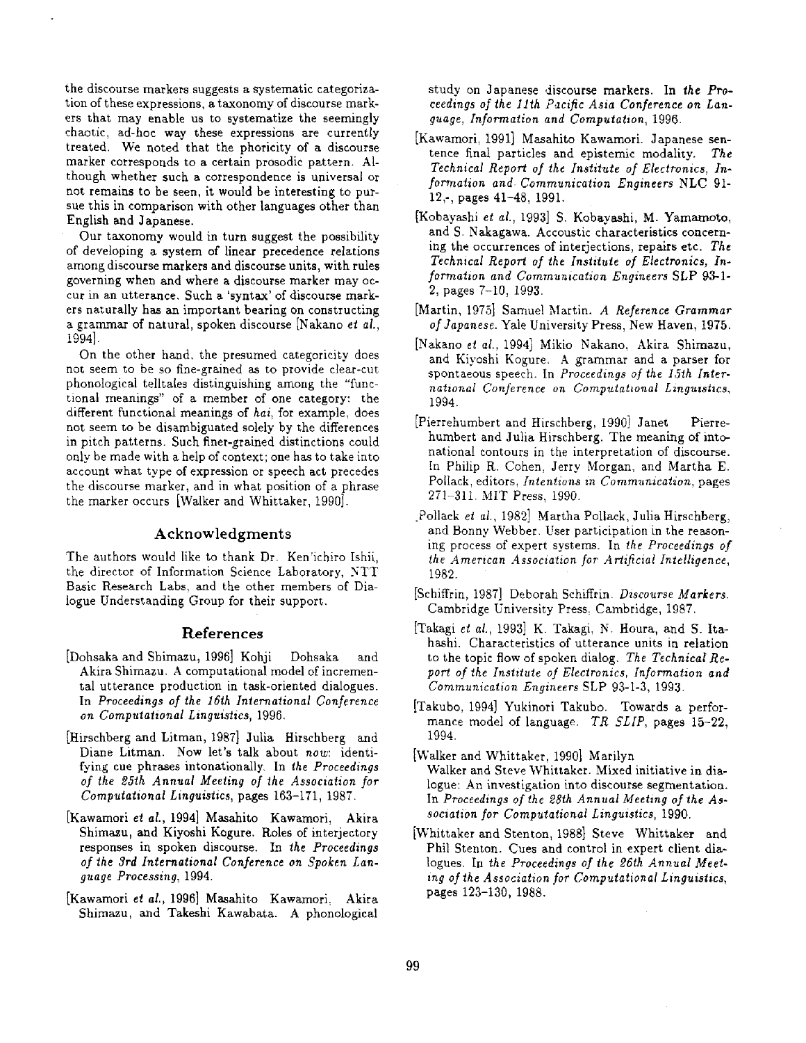the discourse markers suggests a systematic categorization of these expressions, a taxonomy of discourse markers that may enable us to systematize the seemingly chaotic, ad-hoc way these expressions are currently treated. We noted that the phoricity of a discourse marker corresponds to a certain prosodic pattern. Although whether such a correspondence is universal or not remains to be seen, it would be interesting to pursue this in comparison with other languages other than English and Japanese.

Our taxonomy would in turn suggest the possibility of developing a system of linear precedence relations among discourse markers and discourse units, with rules governing when and where a discourse marker may occur in an utterance. Such a 'syntax' of discourse markers naturally has an important bearing on constructing a grammar of natural, spoken discourse [Nakano *et al.*, 1994].

On the other hand, the presumed categoricity does not seem to be so fine-grained as to provide clear-cut phonological telltales distinguishing among the "functional meanings" of a member of one category: the different functional meanings of *hai*, for example, does not seem to be disambiguated solely by the differences in pitch patterns. Such finer-grained distinctions could only be made with a help of context; one has to take into account what type of expression or speech act precedes the discourse marker, and in what position of a phrase the marker occurs [Walker and Whittaker, 1990].

## Acknowledgments

The authors would like to thank Dr. Ken'ichiro Ishii, the director of Information Science Laboratory, NTT Basic Research Labs, and the other members of Dialogue Understanding Group for their support.

## References

[Dohsaka and Shimazu, 1996] Kohji Dohsaka and Akira Shimazu. A computational model of incremental utterance production in task-oriented dialogues. In *Proceedings of the 16th International Conference on Computational Linguistics*, 1996.

[Hirschberg and Litman, 1987] Julia Hirschberg and Diane Litman. Now let's talk about *now*: identifying cue phrases intonationally. In *the Proceedings of the 25th Annual Meeting of the Association for Computational Linguistics*, pages 163–171, 1987.

[Kawamori *et al.*, 1994] Masahito Kawamori, Akira Shimazu, and Kiyoshi Kogure. Roles of interjectory responses in spoken discourse. In *the Proceedings of the 3rd International Conference on Spoken Language Processing*, 1994.

[Kawamori *et al.*, 1996] Masahito Kawamori, Akira Shimazu, and Takeshi Kawabata. A phonological study on Japanese discourse markers. In *the Proceedings of the 11th Pacific Asia Conference on Language, Information and Computation*, 1996.

[Kawamori, 1991] Masahito Kawamori. Japanese sentence final particles and epistemic modality. *The Technical Report of the Institute of Electronics, Information and Communication Engineers* NLC 91-12,-, pages 41–48, 1991.

[Kobayashi *et al.*, 1993] S. Kobayashi, M. Yamamoto, and S. Nakagawa. Accoustic characteristics concerning the occurrences of interjections, repairs etc. *The Technical Report of the Institute of Electronics, Information and Communication Engineers* SLP 93-1-2, pages 7–10, 1993.

[Martin, 1975] Samuel Martin. *A Reference Grammar of Japanese*. Yale University Press, New Haven, 1975.

[Nakano *et al.*, 1994] Mikio Nakano, Akira Shimazu, and Kiyoshi Kogure. A grammar and a parser for spontaeous speech. In *Proceedings of the 15th International Conference on Computational Linguistics*, 1994.

[Pierrehumbert and Hirschberg, 1990] Janet Pierrehumbert and Julia Hirschberg. The meaning of intonational contours in the interpretation of discourse. In Philip R. Cohen, Jerry Morgan, and Martha E. Pollack, editors, *Intentions in Communication*, pages 271–311. MIT Press, 1990.

[Pollack *et al.*, 1982] Martha Pollack, Julia Hirschberg, and Bonny Webber. User participation in the reasoning process of expert systems. In *the Proceedings of the American Association for Artificial Intelligence*, 1982.

[Schiffrin, 1987] Deborah Schiffrin. *Discourse Markers*. Cambridge University Press, Cambridge, 1987.

[Takagi *et al.*, 1993] K. Takagi, N. Houra, and S. Itahashi. Characteristics of utterance units in relation to the topic flow of spoken dialog. *The Technical Report of the Institute of Electronics, Information and Communication Engineers* SLP 93-1-3, 1993.

[Takubo, 1994] Yukinori Takubo. Towards a performance model of language. *TR SLIP*, pages 15–22, 1994.

[Walker and Whittaker, 1990] Marilyn Walker and Steve Whittaker. Mixed initiative in dialogue: An investigation into discourse segmentation. In *Proceedings of the 28th Annual Meeting of the Association for Computational Linguistics*, 1990.

[Whittaker and Stenton, 1988] Steve Whittaker and Phil Stenton. Cues and control in expert client dialogues. In *the Proceedings of the 26th Annual Meeting of the Association for Computational Linguistics*, pages 123–130, 1988.